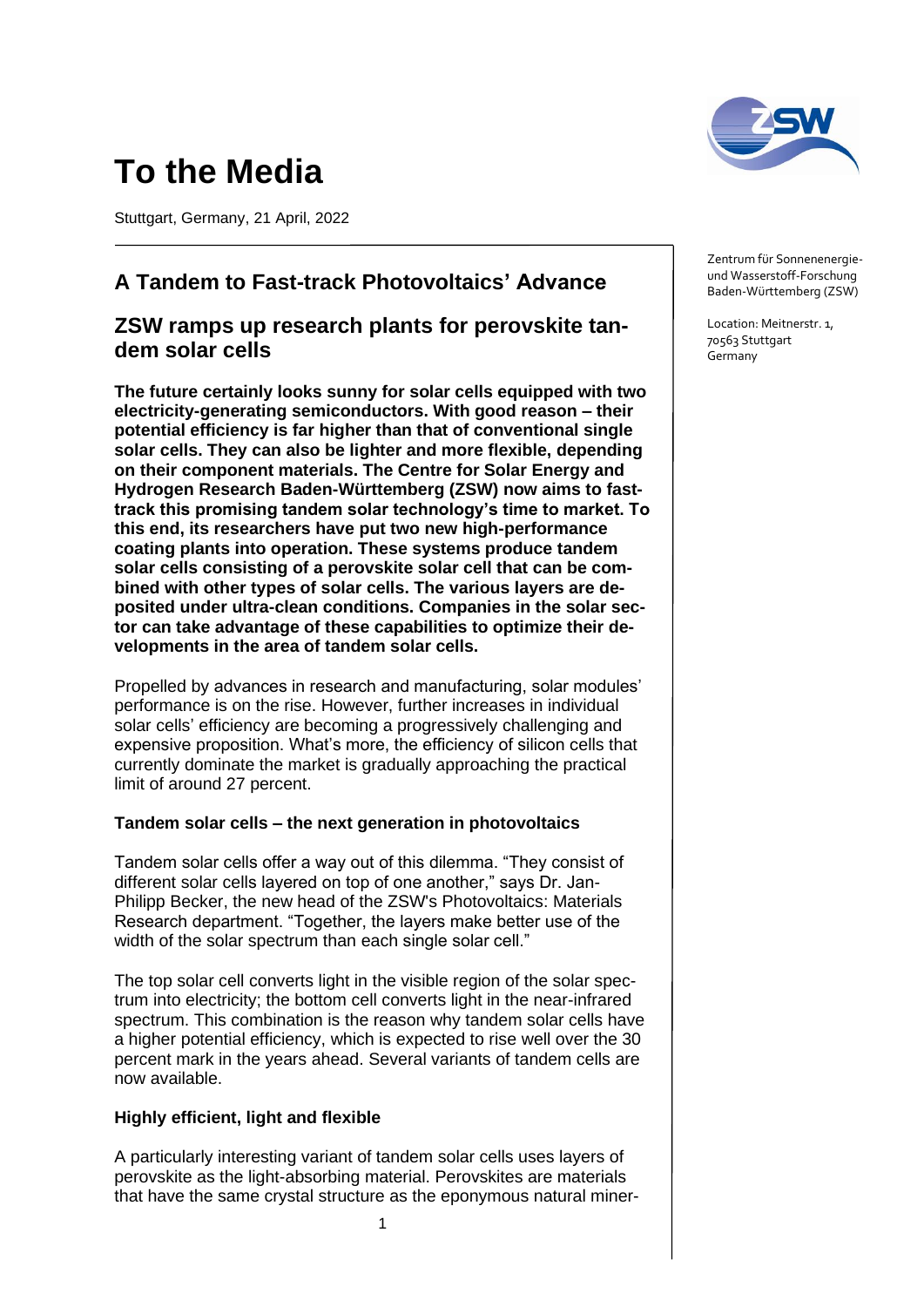# To the Media

Stuttgart, Germany, 21 April, 2022

Zentrum für Sonnenenergie- und Wasserstoff-Forschung Baden-Württemberg (ZSW)

Location: Meitnerstr. 1, 70563 Stuttgart Germany

## A Tandem to Fast-track Photovoltaics' Advance

## ZSW ramps up research plants for perovskite tandem solar cells

**The future certainly looks sunny for solar cells equipped with two electricity-generating semiconductors. With good reason – their potential efficiency is far higher than that of conventional single solar cells. They can also be lighter and more flexible, depending on their component materials. The Centre for Solar Energy and Hydrogen Research Baden-Württemberg (ZSW) now aims to fast-track this promising tandem solar technology's time to market. To this end, its researchers have put two new high-performance coating plants into operation. These systems produce tandem solar cells consisting of a perovskite solar cell that can be combined with other types of solar cells. The various layers are deposited under ultra-clean conditions. Companies in the solar sector can take advantage of these capabilities to optimize their developments in the area of tandem solar cells.**

Propelled by advances in research and manufacturing, solar modules' performance is on the rise. However, further increases in individual solar cells' efficiency are becoming a progressively challenging and expensive proposition. What's more, the efficiency of silicon cells that currently dominate the market is gradually approaching the practical limit of around 27 percent.

### Tandem solar cells – the next generation in photovoltaics

Tandem solar cells offer a way out of this dilemma. "They consist of different solar cells layered on top of one another," says Dr. Jan-Philipp Becker, the new head of the ZSW's Photovoltaics: Materials Research department. "Together, the layers make better use of the width of the solar spectrum than each single solar cell."

The top solar cell converts light in the visible region of the solar spectrum into electricity; the bottom cell converts light in the near-infrared spectrum. This combination is the reason why tandem solar cells have a higher potential efficiency, which is expected to rise well over the 30 percent mark in the years ahead. Several variants of tandem cells are now available.

### Highly efficient, light and flexible

A particularly interesting variant of tandem solar cells uses layers of perovskite as the light-absorbing material. Perovskites are materials that have the same crystal structure as the eponymous natural miner-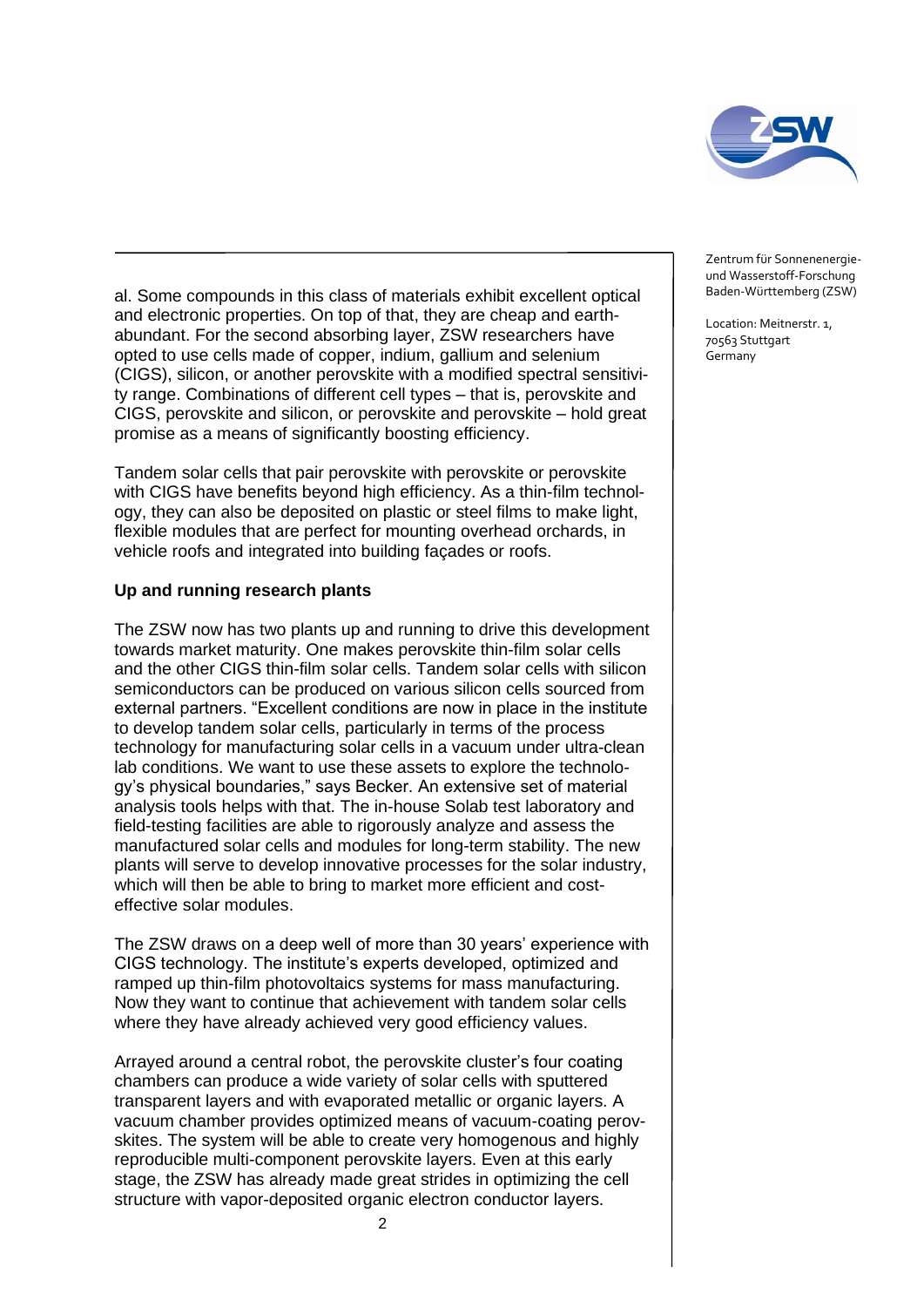al. Some compounds in this class of materials exhibit excellent optical and electronic properties. On top of that, they are cheap and earth-abundant. For the second absorbing layer, ZSW researchers have opted to use cells made of copper, indium, gallium and selenium (CIGS), silicon, or another perovskite with a modified spectral sensitivity range. Combinations of different cell types – that is, perovskite and CIGS, perovskite and silicon, or perovskite and perovskite – hold great promise as a means of significantly boosting efficiency.

Tandem solar cells that pair perovskite with perovskite or perovskite with CIGS have benefits beyond high efficiency. As a thin-film technology, they can also be deposited on plastic or steel films to make light, flexible modules that are perfect for mounting overhead orchards, in vehicle roofs and integrated into building façades or roofs.

**Up and running research plants**

The ZSW now has two plants up and running to drive this development towards market maturity. One makes perovskite thin-film solar cells and the other CIGS thin-film solar cells. Tandem solar cells with silicon semiconductors can be produced on various silicon cells sourced from external partners. "Excellent conditions are now in place in the institute to develop tandem solar cells, particularly in terms of the process technology for manufacturing solar cells in a vacuum under ultra-clean lab conditions. We want to use these assets to explore the technology's physical boundaries," says Becker. An extensive set of material analysis tools helps with that. The in-house Solab test laboratory and field-testing facilities are able to rigorously analyze and assess the manufactured solar cells and modules for long-term stability. The new plants will serve to develop innovative processes for the solar industry, which will then be able to bring to market more efficient and cost-effective solar modules.

The ZSW draws on a deep well of more than 30 years' experience with CIGS technology. The institute's experts developed, optimized and ramped up thin-film photovoltaics systems for mass manufacturing. Now they want to continue that achievement with tandem solar cells where they have already achieved very good efficiency values.

Arrayed around a central robot, the perovskite cluster's four coating chambers can produce a wide variety of solar cells with sputtered transparent layers and with evaporated metallic or organic layers. A vacuum chamber provides optimized means of vacuum-coating perovskites. The system will be able to create very homogenous and highly reproducible multi-component perovskite layers. Even at this early stage, the ZSW has already made great strides in optimizing the cell structure with vapor-deposited organic electron conductor layers.

Zentrum für Sonnenenergie- und Wasserstoff-Forschung Baden-Württemberg (ZSW)

Location: Meitnerstr. 1, 70563 Stuttgart Germany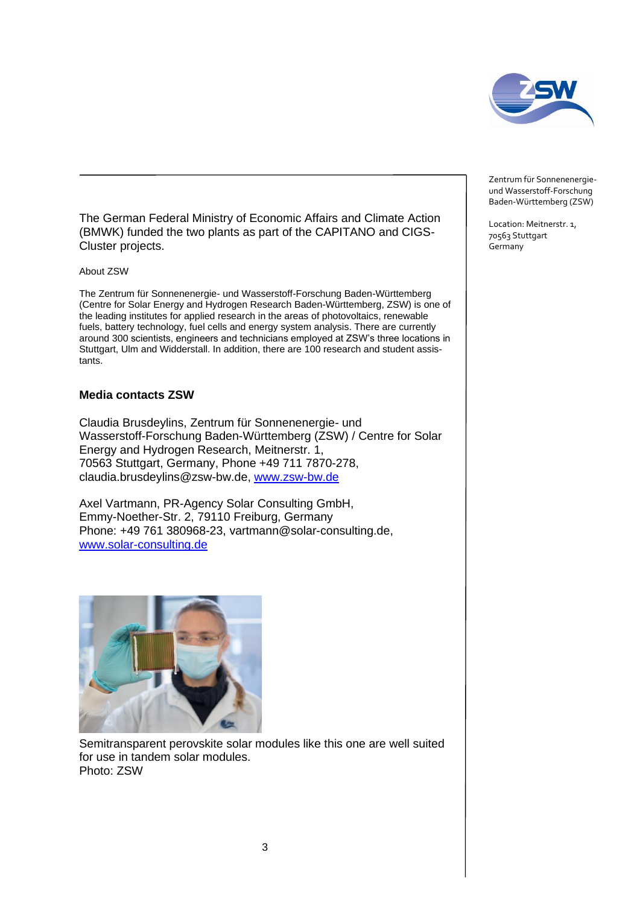Zentrum für Sonnenenergie- und Wasserstoff-Forschung Baden-Württemberg (ZSW)

Location: Meitnerstr. 1, 70563 Stuttgart Germany

The German Federal Ministry of Economic Affairs and Climate Action (BMWK) funded the two plants as part of the CAPITANO and CIGS-Cluster projects.

About ZSW

The Zentrum für Sonnenenergie- und Wasserstoff-Forschung Baden-Württemberg (Centre for Solar Energy and Hydrogen Research Baden-Württemberg, ZSW) is one of the leading institutes for applied research in the areas of photovoltaics, renewable fuels, battery technology, fuel cells and energy system analysis. There are currently around 300 scientists, engineers and technicians employed at ZSW's three locations in Stuttgart, Ulm and Widderstall. In addition, there are 100 research and student assistants.

**Media contacts ZSW**

Claudia Brusdeylins, Zentrum für Sonnenenergie- und Wasserstoff-Forschung Baden-Württemberg (ZSW) / Centre for Solar Energy and Hydrogen Research, Meitnerstr. 1, 70563 Stuttgart, Germany, Phone +49 711 7870-278, claudia.brusdeylins@zsw-bw.de, www.zsw-bw.de

Axel Vartmann, PR-Agency Solar Consulting GmbH, Emmy-Noether-Str. 2, 79110 Freiburg, Germany Phone: +49 761 380968-23, vartmann@solar-consulting.de, www.solar-consulting.de

Semitransparent perovskite solar modules like this one are well suited for use in tandem solar modules.
Photo: ZSW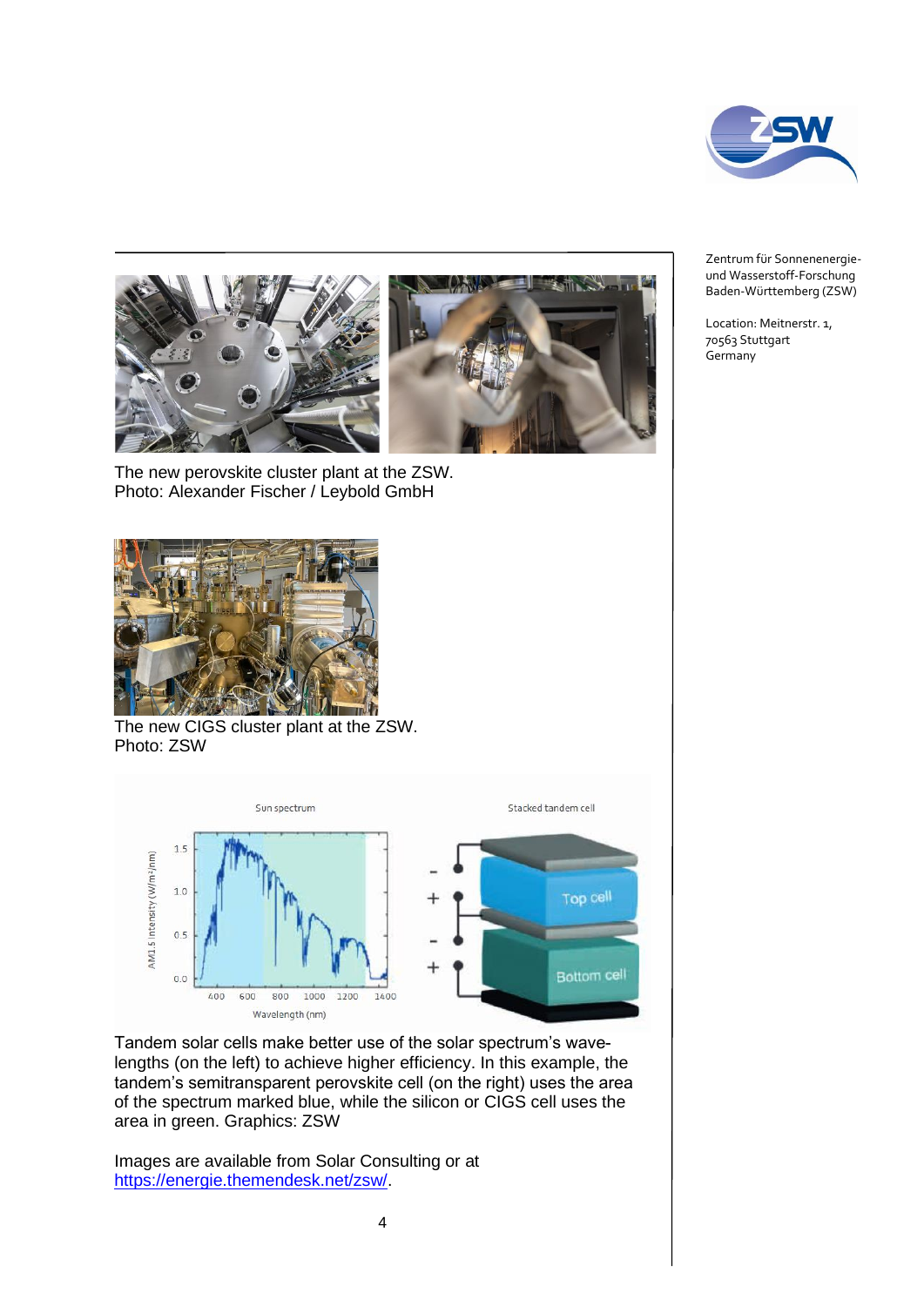Zentrum für Sonnenenergie- und Wasserstoff-Forschung Baden-Württemberg (ZSW)

Location: Meitnerstr. 1, 70563 Stuttgart Germany

The new perovskite cluster plant at the ZSW.
Photo: Alexander Fischer / Leybold GmbH

The new CIGS cluster plant at the ZSW.
Photo: ZSW

Sun spectrum

AM1.5 Intensity (W/m²/nm)

1.5
1.0
0.5
0.0

400 600 800 1000 1200 1400

Wavelength (nm)

Stacked tandem cell

Top cell

Bottom cell

Tandem solar cells make better use of the solar spectrum's wavelengths (on the left) to achieve higher efficiency. In this example, the tandem's semitransparent perovskite cell (on the right) uses the area of the spectrum marked blue, while the silicon or CIGS cell uses the area in green. Graphics: ZSW

Images are available from Solar Consulting or at [https://energie.themendesk.net/zsw/](https://energie.themendesk.net/zsw/).